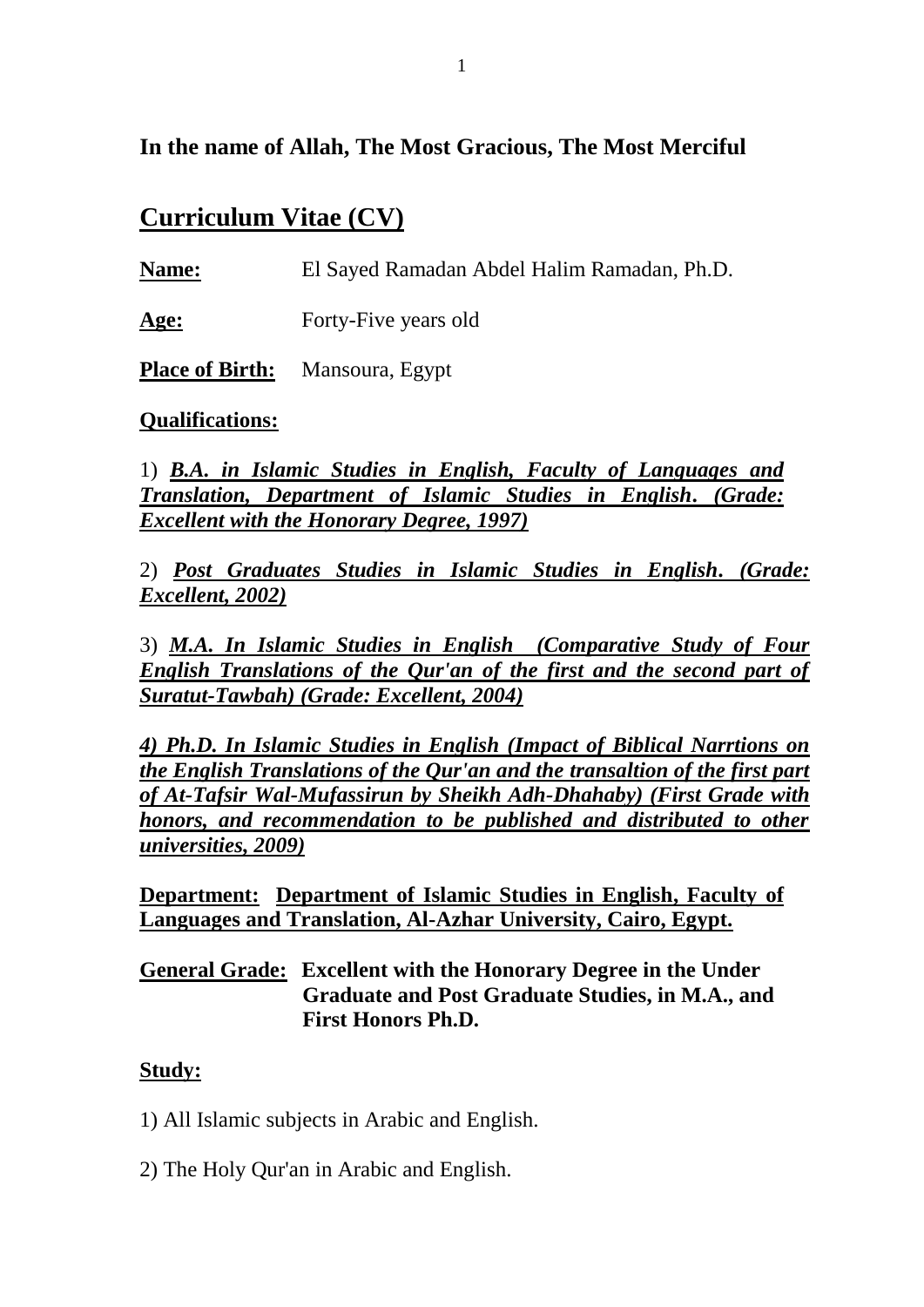**In the name of Allah, The Most Gracious, The Most Merciful**

# Curriculum Vitae (CV)

**Name:** El Sayed Ramadan Abdel Halim Ramadan, Ph.D.

**Age:** Forty-Five years old

**Place of Birth:** Mansoura, Egypt

**Qualifications:**

1) ***B.A. in Islamic Studies in English, Faculty of Languages and Translation, Department of Islamic Studies in English. (Grade: Excellent with the Honorary Degree, 1997)***

2) ***Post Graduates Studies in Islamic Studies in English. (Grade: Excellent, 2002)***

3) ***M.A. In Islamic Studies in English (Comparative Study of Four English Translations of the Qur'an of the first and the second part of Suratut-Tawbah) (Grade: Excellent, 2004)***

***4) Ph.D. In Islamic Studies in English (Impact of Biblical Narrtions on the English Translations of the Qur'an and the transaltion of the first part of At-Tafsir Wal-Mufassirun by Sheikh Adh-Dhahaby) (First Grade with honors, and recommendation to be published and distributed to other universities, 2009)***

**Department: Department of Islamic Studies in English, Faculty of Languages and Translation, Al-Azhar University, Cairo, Egypt.**

**General Grade: Excellent with the Honorary Degree in the Under Graduate and Post Graduate Studies, in M.A., and First Honors Ph.D.**

**Study:**

1) All Islamic subjects in Arabic and English.

2) The Holy Qur'an in Arabic and English.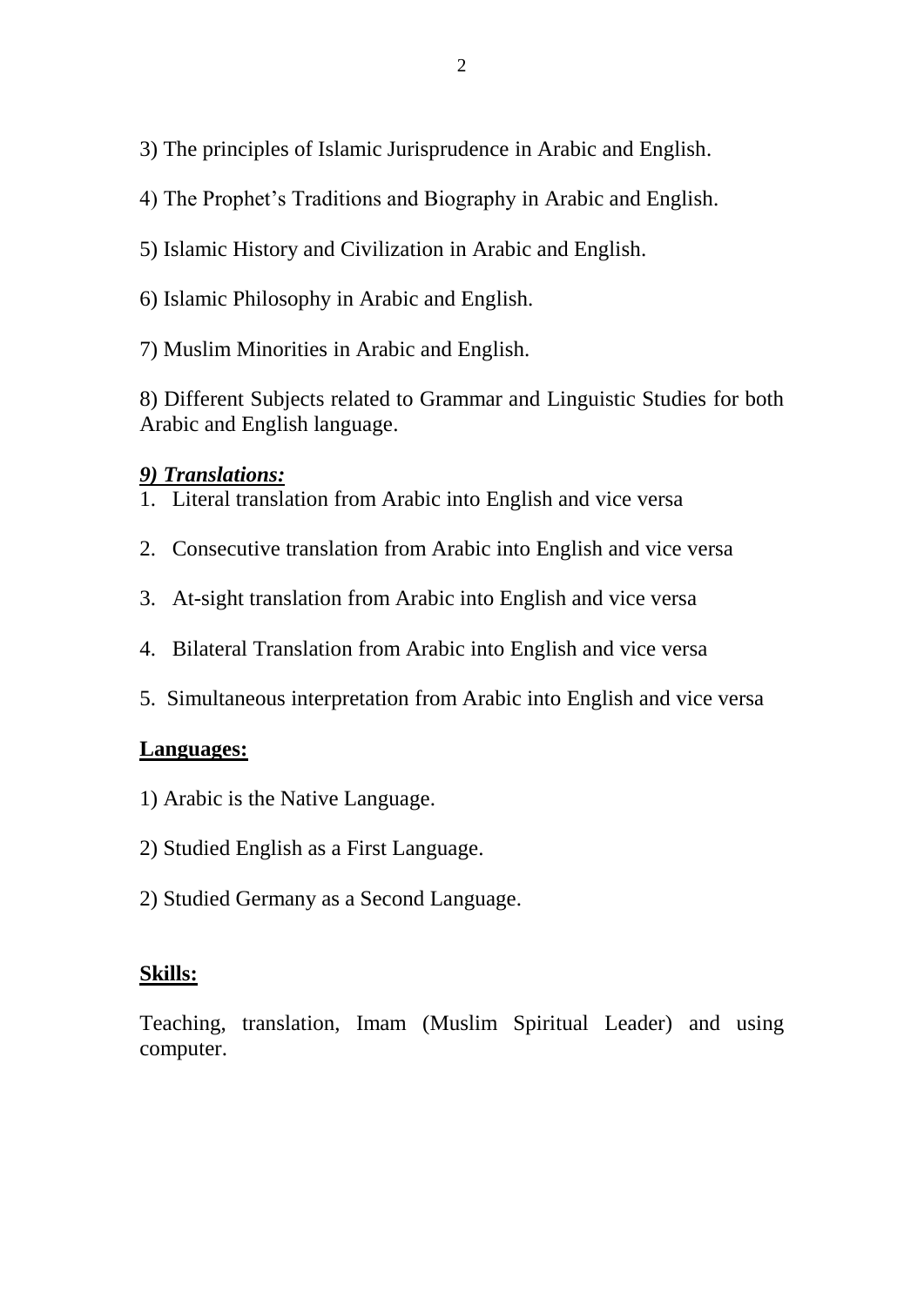3) The principles of Islamic Jurisprudence in Arabic and English.

4) The Prophet's Traditions and Biography in Arabic and English.

5) Islamic History and Civilization in Arabic and English.

6) Islamic Philosophy in Arabic and English.

7) Muslim Minorities in Arabic and English.

8) Different Subjects related to Grammar and Linguistic Studies for both Arabic and English language.

***9) Translations:***

1. Literal translation from Arabic into English and vice versa
2. Consecutive translation from Arabic into English and vice versa
3. At-sight translation from Arabic into English and vice versa
4. Bilateral Translation from Arabic into English and vice versa
5. Simultaneous interpretation from Arabic into English and vice versa

**Languages:**

1) Arabic is the Native Language.

2) Studied English as a First Language.

2) Studied Germany as a Second Language.

**Skills:**

Teaching, translation, Imam (Muslim Spiritual Leader) and using computer.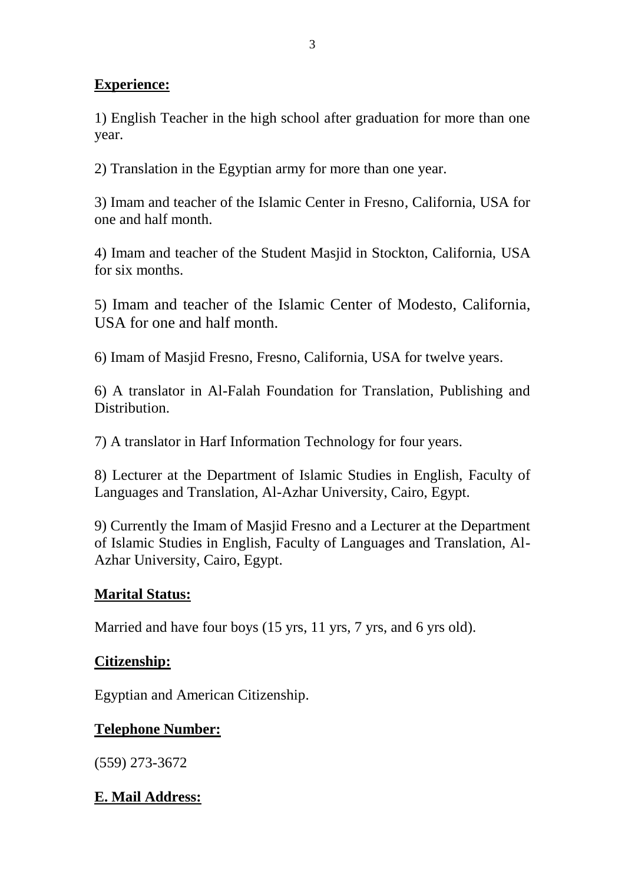**Experience:**

1) English Teacher in the high school after graduation for more than one year.

2) Translation in the Egyptian army for more than one year.

3) Imam and teacher of the Islamic Center in Fresno, California, USA for one and half month.

4) Imam and teacher of the Student Masjid in Stockton, California, USA for six months.

5) Imam and teacher of the Islamic Center of Modesto, California, USA for one and half month.

6) Imam of Masjid Fresno, Fresno, California, USA for twelve years.

6) A translator in Al-Falah Foundation for Translation, Publishing and Distribution.

7) A translator in Harf Information Technology for four years.

8) Lecturer at the Department of Islamic Studies in English, Faculty of Languages and Translation, Al-Azhar University, Cairo, Egypt.

9) Currently the Imam of Masjid Fresno and a Lecturer at the Department of Islamic Studies in English, Faculty of Languages and Translation, Al-Azhar University, Cairo, Egypt.

**Marital Status:**

Married and have four boys (15 yrs, 11 yrs, 7 yrs, and 6 yrs old).

**Citizenship:**

Egyptian and American Citizenship.

**Telephone Number:**

(559) 273-3672

**E. Mail Address:**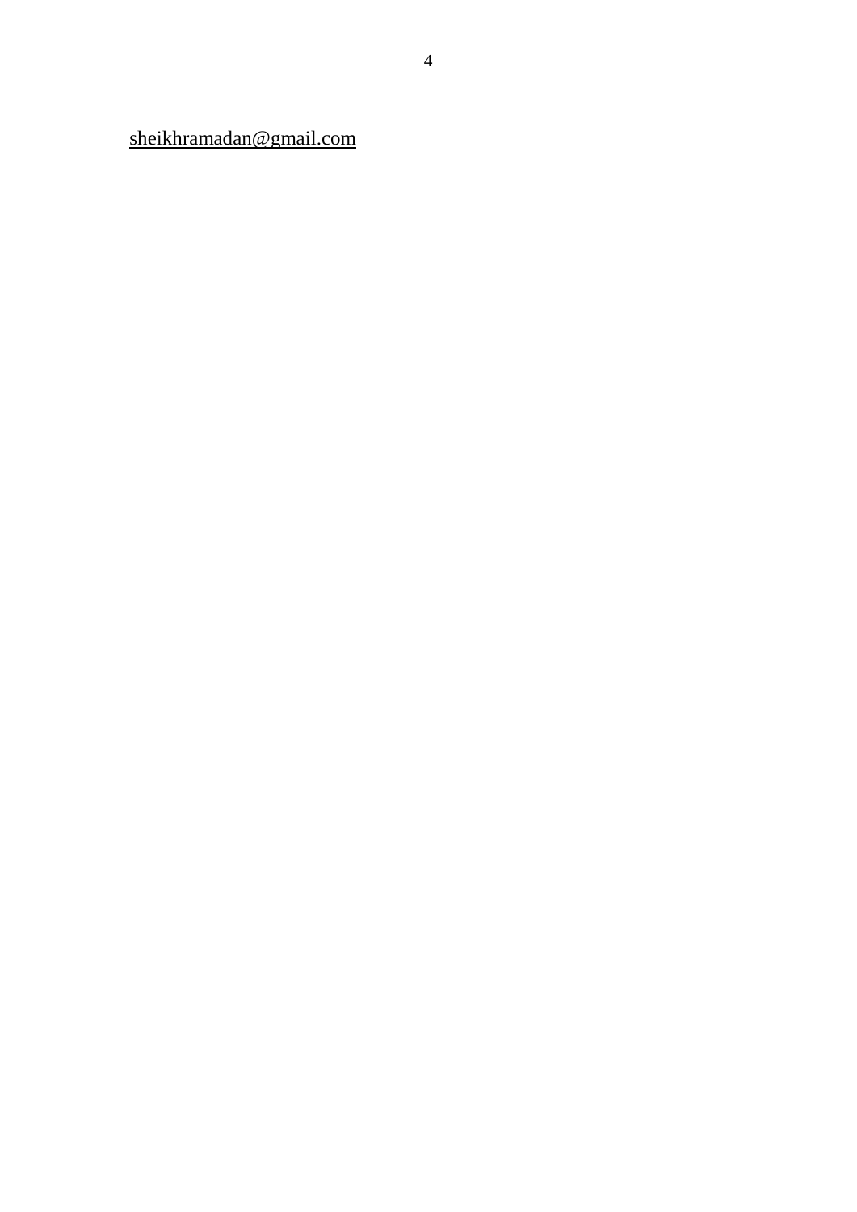sheikhramadan@gmail.com